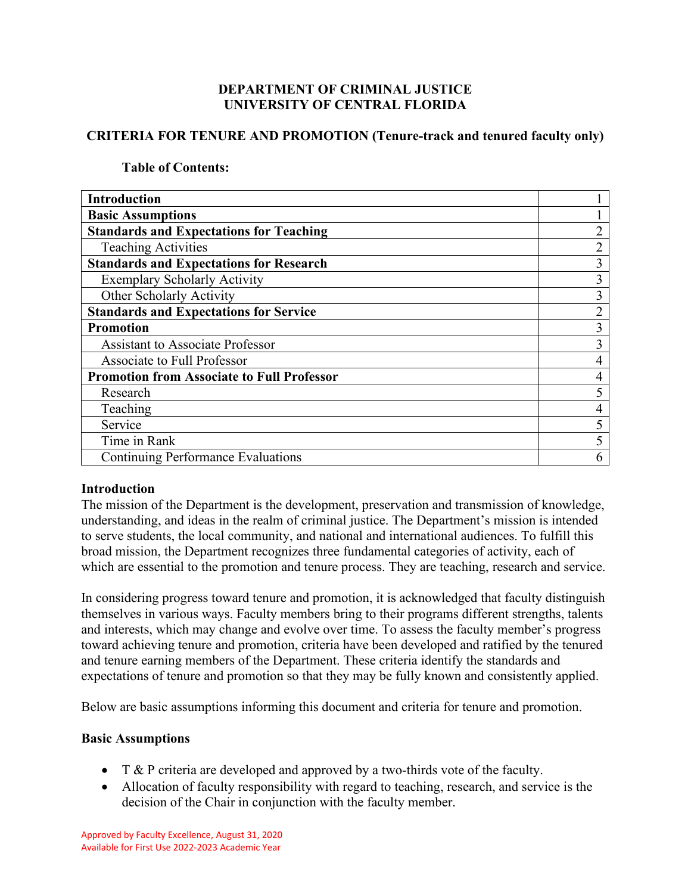**DEPARTMENT OF CRIMINAL JUSTICE**
**UNIVERSITY OF CENTRAL FLORIDA**

**CRITERIA FOR TENURE AND PROMOTION (Tenure-track and tenured faculty only)**

**Table of Contents:**

| | |
|---|---|
| **Introduction** | 1 |
| **Basic Assumptions** | 1 |
| **Standards and Expectations for Teaching** | 2 |
| Teaching Activities | 2 |
| **Standards and Expectations for Research** | 3 |
| Exemplary Scholarly Activity | 3 |
| Other Scholarly Activity | 3 |
| **Standards and Expectations for Service** | 2 |
| **Promotion** | 3 |
| Assistant to Associate Professor | 3 |
| Associate to Full Professor | 4 |
| **Promotion from Associate to Full Professor** | 4 |
| Research | 5 |
| Teaching | 4 |
| Service | 5 |
| Time in Rank | 5 |
| Continuing Performance Evaluations | 6 |

## Introduction

The mission of the Department is the development, preservation and transmission of knowledge, understanding, and ideas in the realm of criminal justice. The Department's mission is intended to serve students, the local community, and national and international audiences. To fulfill this broad mission, the Department recognizes three fundamental categories of activity, each of which are essential to the promotion and tenure process. They are teaching, research and service.

In considering progress toward tenure and promotion, it is acknowledged that faculty distinguish themselves in various ways. Faculty members bring to their programs different strengths, talents and interests, which may change and evolve over time. To assess the faculty member's progress toward achieving tenure and promotion, criteria have been developed and ratified by the tenured and tenure earning members of the Department. These criteria identify the standards and expectations of tenure and promotion so that they may be fully known and consistently applied.

Below are basic assumptions informing this document and criteria for tenure and promotion.

## Basic Assumptions

- T & P criteria are developed and approved by a two-thirds vote of the faculty.
- Allocation of faculty responsibility with regard to teaching, research, and service is the decision of the Chair in conjunction with the faculty member.

Approved by Faculty Excellence, August 31, 2020
Available for First Use 2022-2023 Academic Year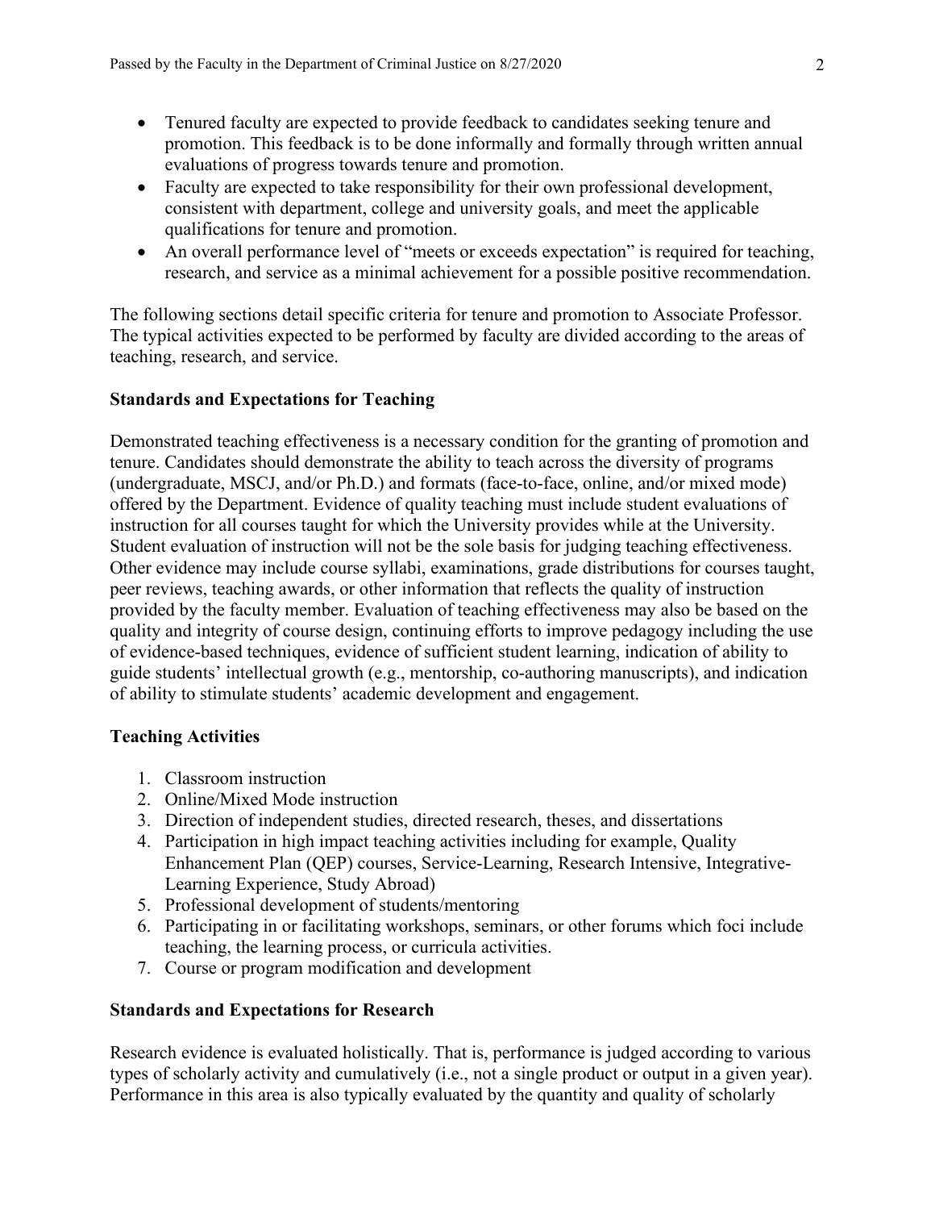- Tenured faculty are expected to provide feedback to candidates seeking tenure and promotion. This feedback is to be done informally and formally through written annual evaluations of progress towards tenure and promotion.
- Faculty are expected to take responsibility for their own professional development, consistent with department, college and university goals, and meet the applicable qualifications for tenure and promotion.
- An overall performance level of "meets or exceeds expectation" is required for teaching, research, and service as a minimal achievement for a possible positive recommendation.

The following sections detail specific criteria for tenure and promotion to Associate Professor. The typical activities expected to be performed by faculty are divided according to the areas of teaching, research, and service.

**Standards and Expectations for Teaching**

Demonstrated teaching effectiveness is a necessary condition for the granting of promotion and tenure. Candidates should demonstrate the ability to teach across the diversity of programs (undergraduate, MSCJ, and/or Ph.D.) and formats (face-to-face, online, and/or mixed mode) offered by the Department. Evidence of quality teaching must include student evaluations of instruction for all courses taught for which the University provides while at the University. Student evaluation of instruction will not be the sole basis for judging teaching effectiveness. Other evidence may include course syllabi, examinations, grade distributions for courses taught, peer reviews, teaching awards, or other information that reflects the quality of instruction provided by the faculty member. Evaluation of teaching effectiveness may also be based on the quality and integrity of course design, continuing efforts to improve pedagogy including the use of evidence-based techniques, evidence of sufficient student learning, indication of ability to guide students' intellectual growth (e.g., mentorship, co-authoring manuscripts), and indication of ability to stimulate students' academic development and engagement.

**Teaching Activities**

1. Classroom instruction
2. Online/Mixed Mode instruction
3. Direction of independent studies, directed research, theses, and dissertations
4. Participation in high impact teaching activities including for example, Quality Enhancement Plan (QEP) courses, Service-Learning, Research Intensive, Integrative-Learning Experience, Study Abroad)
5. Professional development of students/mentoring
6. Participating in or facilitating workshops, seminars, or other forums which foci include teaching, the learning process, or curricula activities.
7. Course or program modification and development

**Standards and Expectations for Research**

Research evidence is evaluated holistically. That is, performance is judged according to various types of scholarly activity and cumulatively (i.e., not a single product or output in a given year). Performance in this area is also typically evaluated by the quantity and quality of scholarly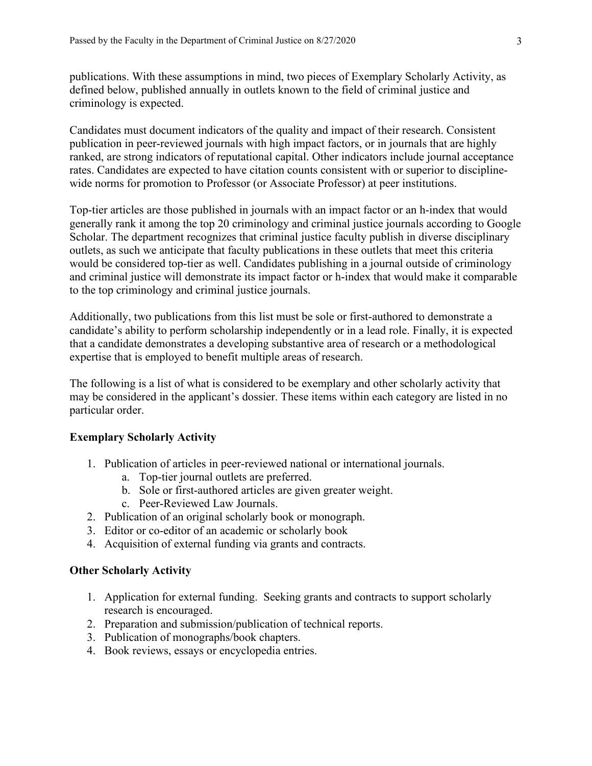publications. With these assumptions in mind, two pieces of Exemplary Scholarly Activity, as defined below, published annually in outlets known to the field of criminal justice and criminology is expected.

Candidates must document indicators of the quality and impact of their research. Consistent publication in peer-reviewed journals with high impact factors, or in journals that are highly ranked, are strong indicators of reputational capital. Other indicators include journal acceptance rates. Candidates are expected to have citation counts consistent with or superior to discipline-wide norms for promotion to Professor (or Associate Professor) at peer institutions.

Top-tier articles are those published in journals with an impact factor or an h-index that would generally rank it among the top 20 criminology and criminal justice journals according to Google Scholar. The department recognizes that criminal justice faculty publish in diverse disciplinary outlets, as such we anticipate that faculty publications in these outlets that meet this criteria would be considered top-tier as well. Candidates publishing in a journal outside of criminology and criminal justice will demonstrate its impact factor or h-index that would make it comparable to the top criminology and criminal justice journals.

Additionally, two publications from this list must be sole or first-authored to demonstrate a candidate's ability to perform scholarship independently or in a lead role. Finally, it is expected that a candidate demonstrates a developing substantive area of research or a methodological expertise that is employed to benefit multiple areas of research.

The following is a list of what is considered to be exemplary and other scholarly activity that may be considered in the applicant's dossier. These items within each category are listed in no particular order.

**Exemplary Scholarly Activity**

1. Publication of articles in peer-reviewed national or international journals.
   a. Top-tier journal outlets are preferred.
   b. Sole or first-authored articles are given greater weight.
   c. Peer-Reviewed Law Journals.
2. Publication of an original scholarly book or monograph.
3. Editor or co-editor of an academic or scholarly book
4. Acquisition of external funding via grants and contracts.

**Other Scholarly Activity**

1. Application for external funding. Seeking grants and contracts to support scholarly research is encouraged.
2. Preparation and submission/publication of technical reports.
3. Publication of monographs/book chapters.
4. Book reviews, essays or encyclopedia entries.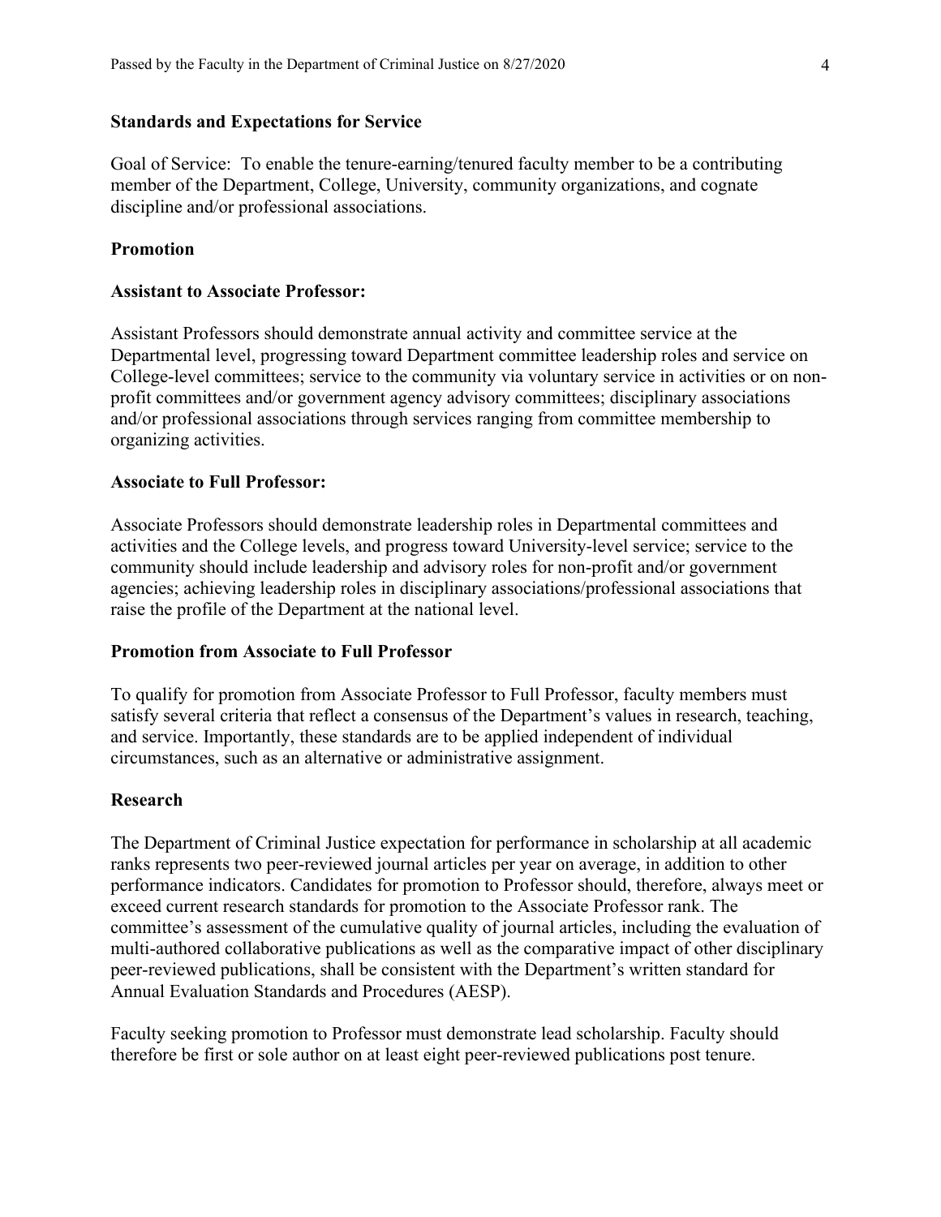**Standards and Expectations for Service**

Goal of Service: To enable the tenure-earning/tenured faculty member to be a contributing member of the Department, College, University, community organizations, and cognate discipline and/or professional associations.

**Promotion**

**Assistant to Associate Professor:**

Assistant Professors should demonstrate annual activity and committee service at the Departmental level, progressing toward Department committee leadership roles and service on College-level committees; service to the community via voluntary service in activities or on non-profit committees and/or government agency advisory committees; disciplinary associations and/or professional associations through services ranging from committee membership to organizing activities.

**Associate to Full Professor:**

Associate Professors should demonstrate leadership roles in Departmental committees and activities and the College levels, and progress toward University-level service; service to the community should include leadership and advisory roles for non-profit and/or government agencies; achieving leadership roles in disciplinary associations/professional associations that raise the profile of the Department at the national level.

**Promotion from Associate to Full Professor**

To qualify for promotion from Associate Professor to Full Professor, faculty members must satisfy several criteria that reflect a consensus of the Department's values in research, teaching, and service. Importantly, these standards are to be applied independent of individual circumstances, such as an alternative or administrative assignment.

**Research**

The Department of Criminal Justice expectation for performance in scholarship at all academic ranks represents two peer-reviewed journal articles per year on average, in addition to other performance indicators. Candidates for promotion to Professor should, therefore, always meet or exceed current research standards for promotion to the Associate Professor rank. The committee's assessment of the cumulative quality of journal articles, including the evaluation of multi-authored collaborative publications as well as the comparative impact of other disciplinary peer-reviewed publications, shall be consistent with the Department's written standard for Annual Evaluation Standards and Procedures (AESP).

Faculty seeking promotion to Professor must demonstrate lead scholarship. Faculty should therefore be first or sole author on at least eight peer-reviewed publications post tenure.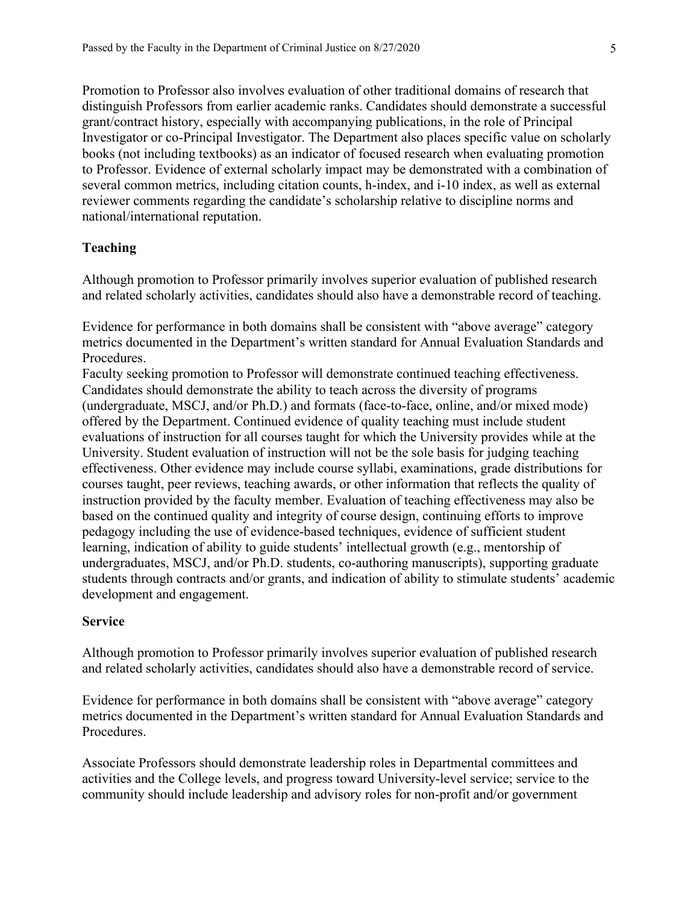Promotion to Professor also involves evaluation of other traditional domains of research that distinguish Professors from earlier academic ranks. Candidates should demonstrate a successful grant/contract history, especially with accompanying publications, in the role of Principal Investigator or co-Principal Investigator. The Department also places specific value on scholarly books (not including textbooks) as an indicator of focused research when evaluating promotion to Professor. Evidence of external scholarly impact may be demonstrated with a combination of several common metrics, including citation counts, h-index, and i-10 index, as well as external reviewer comments regarding the candidate's scholarship relative to discipline norms and national/international reputation.

**Teaching**

Although promotion to Professor primarily involves superior evaluation of published research and related scholarly activities, candidates should also have a demonstrable record of teaching.

Evidence for performance in both domains shall be consistent with "above average" category metrics documented in the Department's written standard for Annual Evaluation Standards and Procedures.

Faculty seeking promotion to Professor will demonstrate continued teaching effectiveness. Candidates should demonstrate the ability to teach across the diversity of programs (undergraduate, MSCJ, and/or Ph.D.) and formats (face-to-face, online, and/or mixed mode) offered by the Department. Continued evidence of quality teaching must include student evaluations of instruction for all courses taught for which the University provides while at the University. Student evaluation of instruction will not be the sole basis for judging teaching effectiveness. Other evidence may include course syllabi, examinations, grade distributions for courses taught, peer reviews, teaching awards, or other information that reflects the quality of instruction provided by the faculty member. Evaluation of teaching effectiveness may also be based on the continued quality and integrity of course design, continuing efforts to improve pedagogy including the use of evidence-based techniques, evidence of sufficient student learning, indication of ability to guide students' intellectual growth (e.g., mentorship of undergraduates, MSCJ, and/or Ph.D. students, co-authoring manuscripts), supporting graduate students through contracts and/or grants, and indication of ability to stimulate students' academic development and engagement.

**Service**

Although promotion to Professor primarily involves superior evaluation of published research and related scholarly activities, candidates should also have a demonstrable record of service.

Evidence for performance in both domains shall be consistent with "above average" category metrics documented in the Department's written standard for Annual Evaluation Standards and Procedures.

Associate Professors should demonstrate leadership roles in Departmental committees and activities and the College levels, and progress toward University-level service; service to the community should include leadership and advisory roles for non-profit and/or government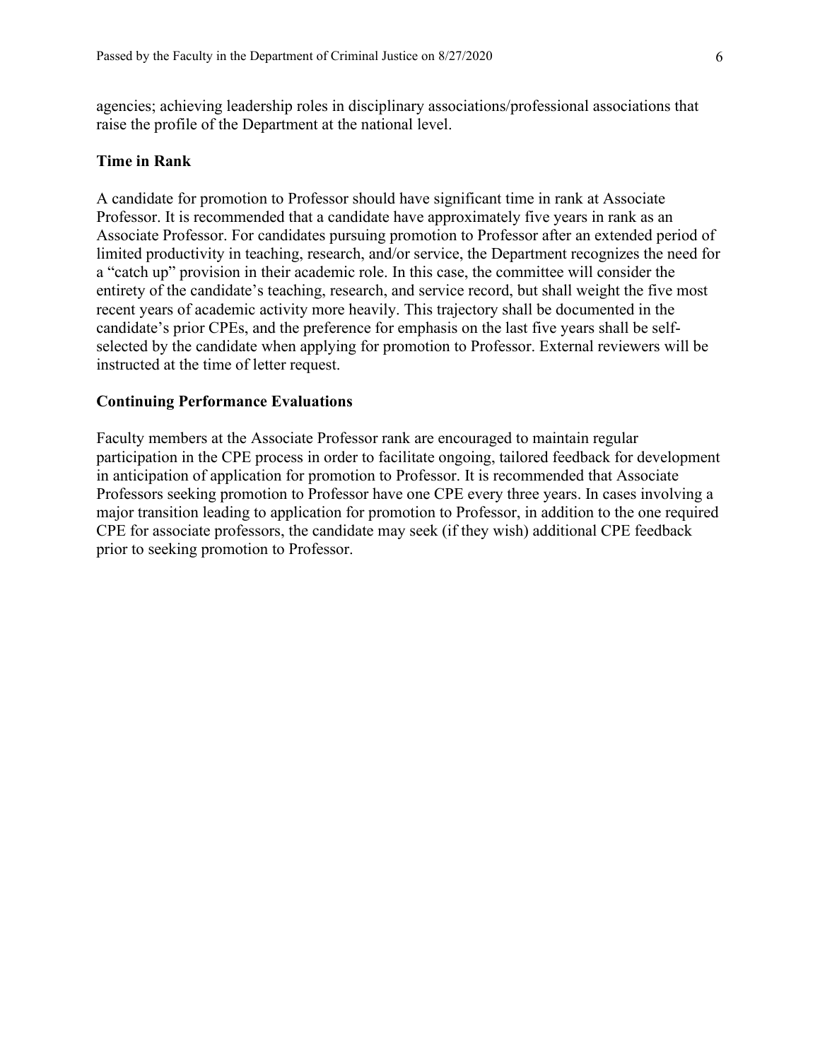agencies; achieving leadership roles in disciplinary associations/professional associations that raise the profile of the Department at the national level.

**Time in Rank**

A candidate for promotion to Professor should have significant time in rank at Associate Professor. It is recommended that a candidate have approximately five years in rank as an Associate Professor. For candidates pursuing promotion to Professor after an extended period of limited productivity in teaching, research, and/or service, the Department recognizes the need for a "catch up" provision in their academic role. In this case, the committee will consider the entirety of the candidate's teaching, research, and service record, but shall weight the five most recent years of academic activity more heavily. This trajectory shall be documented in the candidate's prior CPEs, and the preference for emphasis on the last five years shall be self-selected by the candidate when applying for promotion to Professor. External reviewers will be instructed at the time of letter request.

**Continuing Performance Evaluations**

Faculty members at the Associate Professor rank are encouraged to maintain regular participation in the CPE process in order to facilitate ongoing, tailored feedback for development in anticipation of application for promotion to Professor. It is recommended that Associate Professors seeking promotion to Professor have one CPE every three years. In cases involving a major transition leading to application for promotion to Professor, in addition to the one required CPE for associate professors, the candidate may seek (if they wish) additional CPE feedback prior to seeking promotion to Professor.